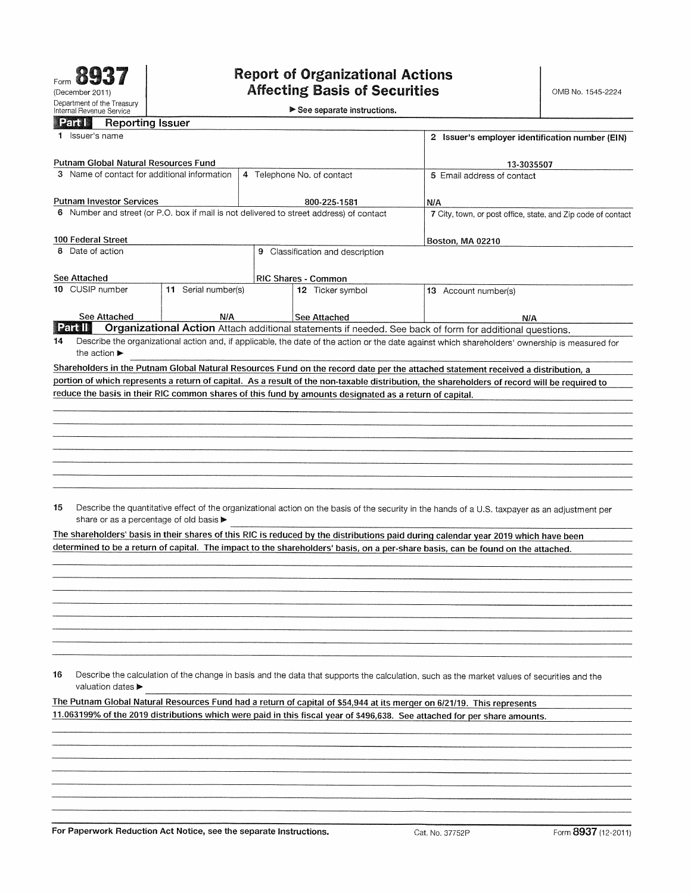Form **8937**
(December 2011)
Department of the Treasury
Internal Revenue Service

# Report of Organizational Actions Affecting Basis of Securities

▶ See separate instructions.

OMB No. 1545-2224

## Part I Reporting Issuer

| 1 Issuer's name | | | 2 Issuer's employer identification number (EIN) |
|---|---|---|---|
| Putnam Global Natural Resources Fund | | | 13-3035507 |
| 3 Name of contact for additional information | 4 Telephone No. of contact | | 5 Email address of contact |
| Putnam Investor Services | 800-225-1581 | | N/A |
| 6 Number and street (or P.O. box if mail is not delivered to street address) of contact | | | 7 City, town, or post office, state, and Zip code of contact |
| 100 Federal Street | | | Boston, MA 02210 |
| 8 Date of action | 9 Classification and description | | |
| See Attached | RIC Shares - Common | | |
| 10 CUSIP number | 11 Serial number(s) | 12 Ticker symbol | 13 Account number(s) |
| See Attached | N/A | See Attached | N/A |

## Part II Organizational Action

Attach additional statements if needed. See back of form for additional questions.

**14** Describe the organizational action and, if applicable, the date of the action or the date against which shareholders' ownership is measured for the action ▶

Shareholders in the Putnam Global Natural Resources Fund on the record date per the attached statement received a distribution, a portion of which represents a return of capital. As a result of the non-taxable distribution, the shareholders of record will be required to reduce the basis in their RIC common shares of this fund by amounts designated as a return of capital.

**15** Describe the quantitative effect of the organizational action on the basis of the security in the hands of a U.S. taxpayer as an adjustment per share or as a percentage of old basis ▶

The shareholders' basis in their shares of this RIC is reduced by the distributions paid during calendar year 2019 which have been determined to be a return of capital. The impact to the shareholders' basis, on a per-share basis, can be found on the attached.

**16** Describe the calculation of the change in basis and the data that supports the calculation, such as the market values of securities and the valuation dates ▶

The Putnam Global Natural Resources Fund had a return of capital of $54,944 at its merger on 6/21/19. This represents 11.063199% of the 2019 distributions which were paid in this fiscal year of $496,638. See attached for per share amounts.

For Paperwork Reduction Act Notice, see the separate Instructions. Cat. No. 37752P Form **8937** (12-2011)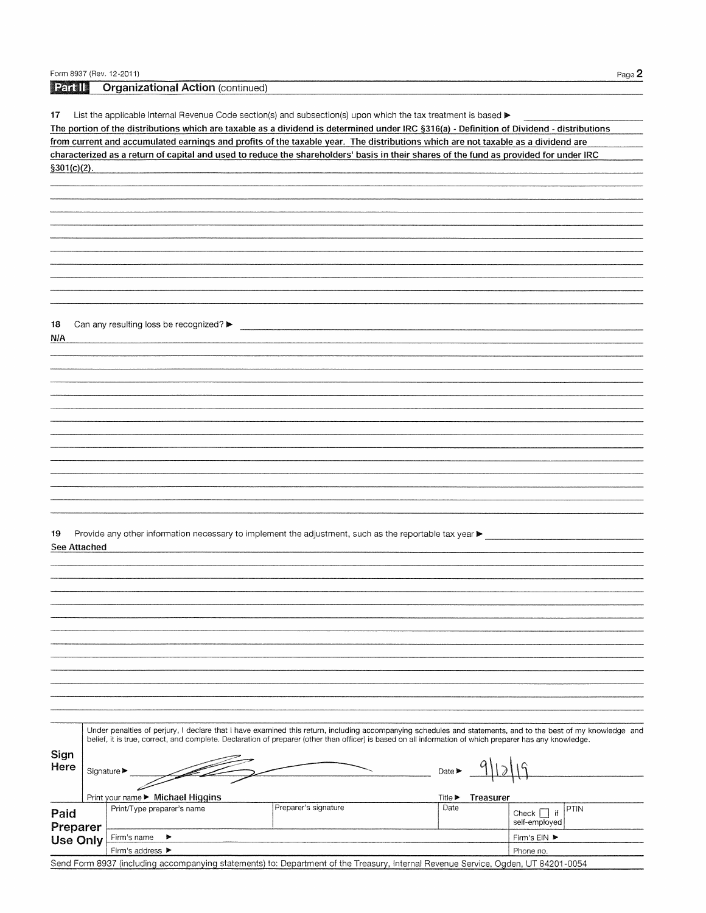Form 8937 (Rev. 12-2011)

## Part II Organizational Action (continued)

**17** List the applicable Internal Revenue Code section(s) and subsection(s) upon which the tax treatment is based ▶

The portion of the distributions which are taxable as a dividend is determined under IRC §316(a) - Definition of Dividend - distributions from current and accumulated earnings and profits of the taxable year. The distributions which are not taxable as a dividend are characterized as a return of capital and used to reduce the shareholders' basis in their shares of the fund as provided for under IRC §301(c)(2).

**18** Can any resulting loss be recognized? ▶

N/A

**19** Provide any other information necessary to implement the adjustment, such as the reportable tax year ▶

See Attached

**Sign Here**

Under penalties of perjury, I declare that I have examined this return, including accompanying schedules and statements, and to the best of my knowledge and belief, it is true, correct, and complete. Declaration of preparer (other than officer) is based on all information of which preparer has any knowledge.

Signature ▶ [signature] Date ▶ 9/12/19

Print your name ▶ Michael Higgins Title ▶ Treasurer

**Paid Preparer Use Only**

| Print/Type preparer's name | Preparer's signature | Date | Check ☐ if self-employed | PTIN |
|---|---|---|---|---|
| | | | | |
| Firm's name ▶ | | | Firm's EIN ▶ | |
| Firm's address ▶ | | | Phone no. | |

Send Form 8937 (including accompanying statements) to: Department of the Treasury, Internal Revenue Service, Ogden, UT 84201-0054